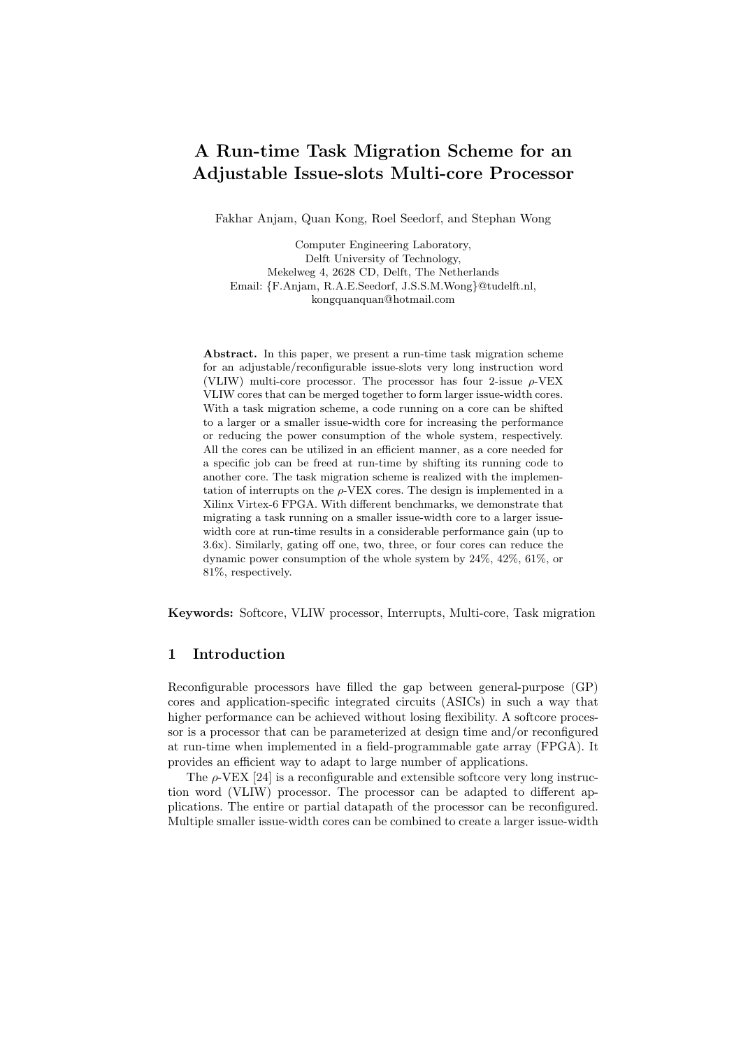# A Run-time Task Migration Scheme for an Adjustable Issue-slots Multi-core Processor

Fakhar Anjam, Quan Kong, Roel Seedorf, and Stephan Wong

Computer Engineering Laboratory,
Delft University of Technology,
Mekelweg 4, 2628 CD, Delft, The Netherlands
Email: {F.Anjam, R.A.E.Seedorf, J.S.S.M.Wong}@tudelft.nl,
kongquanquan@hotmail.com

**Abstract.** In this paper, we present a run-time task migration scheme for an adjustable/reconfigurable issue-slots very long instruction word (VLIW) multi-core processor. The processor has four 2-issue $\rho$-VEX VLIW cores that can be merged together to form larger issue-width cores. With a task migration scheme, a code running on a core can be shifted to a larger or a smaller issue-width core for increasing the performance or reducing the power consumption of the whole system, respectively. All the cores can be utilized in an efficient manner, as a core needed for a specific job can be freed at run-time by shifting its running code to another core. The task migration scheme is realized with the implementation of interrupts on the $\rho$-VEX cores. The design is implemented in a Xilinx Virtex-6 FPGA. With different benchmarks, we demonstrate that migrating a task running on a smaller issue-width core to a larger issue-width core at run-time results in a considerable performance gain (up to 3.6x). Similarly, gating off one, two, three, or four cores can reduce the dynamic power consumption of the whole system by 24%, 42%, 61%, or 81%, respectively.

**Keywords:** Softcore, VLIW processor, Interrupts, Multi-core, Task migration

## 1 Introduction

Reconfigurable processors have filled the gap between general-purpose (GP) cores and application-specific integrated circuits (ASICs) in such a way that higher performance can be achieved without losing flexibility. A softcore processor is a processor that can be parameterized at design time and/or reconfigured at run-time when implemented in a field-programmable gate array (FPGA). It provides an efficient way to adapt to large number of applications.

The $\rho$-VEX [24] is a reconfigurable and extensible softcore very long instruction word (VLIW) processor. The processor can be adapted to different applications. The entire or partial datapath of the processor can be reconfigured. Multiple smaller issue-width cores can be combined to create a larger issue-width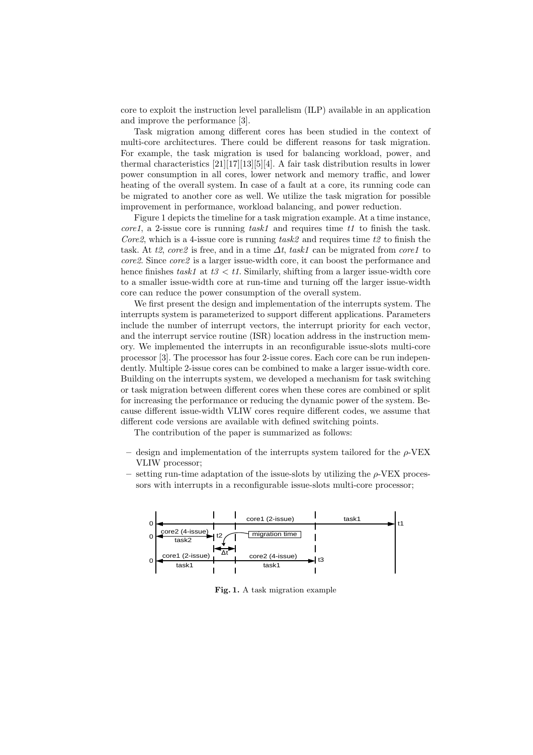core to exploit the instruction level parallelism (ILP) available in an application and improve the performance [3].

Task migration among different cores has been studied in the context of multi-core architectures. There could be different reasons for task migration. For example, the task migration is used for balancing workload, power, and thermal characteristics [21][17][13][5][4]. A fair task distribution results in lower power consumption in all cores, lower network and memory traffic, and lower heating of the overall system. In case of a fault at a core, its running code can be migrated to another core as well. We utilize the task migration for possible improvement in performance, workload balancing, and power reduction.

Figure 1 depicts the timeline for a task migration example. At a time instance, *core1*, a 2-issue core is running *task1* and requires time *t1* to finish the task. *Core2*, which is a 4-issue core is running *task2* and requires time *t2* to finish the task. At *t2*, *core2* is free, and in a time $\Delta t$, *task1* can be migrated from *core1* to *core2*. Since *core2* is a larger issue-width core, it can boost the performance and hence finishes *task1* at $t3 < t1$. Similarly, shifting from a larger issue-width core to a smaller issue-width core at run-time and turning off the larger issue-width core can reduce the power consumption of the overall system.

We first present the design and implementation of the interrupts system. The interrupts system is parameterized to support different applications. Parameters include the number of interrupt vectors, the interrupt priority for each vector, and the interrupt service routine (ISR) location address in the instruction memory. We implemented the interrupts in an reconfigurable issue-slots multi-core processor [3]. The processor has four 2-issue cores. Each core can be run independently. Multiple 2-issue cores can be combined to make a larger issue-width core. Building on the interrupts system, we developed a mechanism for task switching or task migration between different cores when these cores are combined or split for increasing the performance or reducing the dynamic power of the system. Because different issue-width VLIW cores require different codes, we assume that different code versions are available with defined switching points.

The contribution of the paper is summarized as follows:

- design and implementation of the interrupts system tailored for the $\rho$-VEX VLIW processor;
- setting run-time adaptation of the issue-slots by utilizing the $\rho$-VEX processors with interrupts in a reconfigurable issue-slots multi-core processor;

**Fig. 1.** A task migration example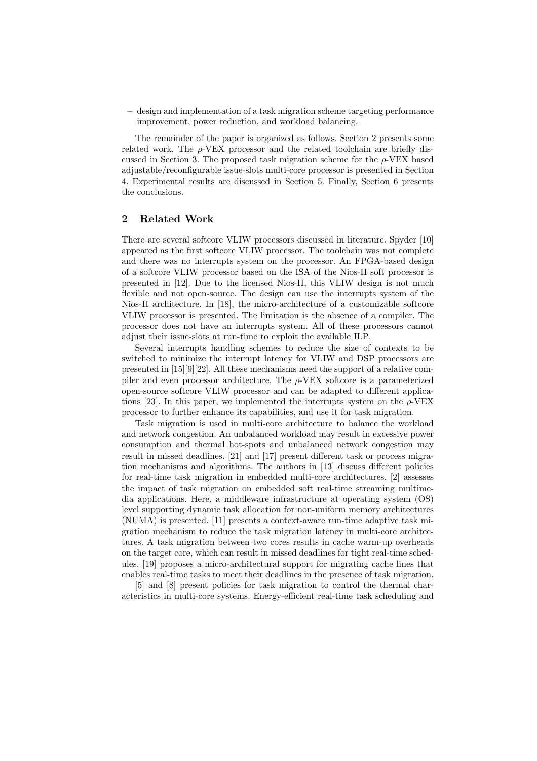– design and implementation of a task migration scheme targeting performance improvement, power reduction, and workload balancing.

The remainder of the paper is organized as follows. Section 2 presents some related work. The $\rho$-VEX processor and the related toolchain are briefly discussed in Section 3. The proposed task migration scheme for the $\rho$-VEX based adjustable/reconfigurable issue-slots multi-core processor is presented in Section 4. Experimental results are discussed in Section 5. Finally, Section 6 presents the conclusions.

## 2 Related Work

There are several softcore VLIW processors discussed in literature. Spyder [10] appeared as the first softcore VLIW processor. The toolchain was not complete and there was no interrupts system on the processor. An FPGA-based design of a softcore VLIW processor based on the ISA of the Nios-II soft processor is presented in [12]. Due to the licensed Nios-II, this VLIW design is not much flexible and not open-source. The design can use the interrupts system of the Nios-II architecture. In [18], the micro-architecture of a customizable softcore VLIW processor is presented. The limitation is the absence of a compiler. The processor does not have an interrupts system. All of these processors cannot adjust their issue-slots at run-time to exploit the available ILP.

Several interrupts handling schemes to reduce the size of contexts to be switched to minimize the interrupt latency for VLIW and DSP processors are presented in [15][9][22]. All these mechanisms need the support of a relative compiler and even processor architecture. The $\rho$-VEX softcore is a parameterized open-source softcore VLIW processor and can be adapted to different applications [23]. In this paper, we implemented the interrupts system on the $\rho$-VEX processor to further enhance its capabilities, and use it for task migration.

Task migration is used in multi-core architecture to balance the workload and network congestion. An unbalanced workload may result in excessive power consumption and thermal hot-spots and unbalanced network congestion may result in missed deadlines. [21] and [17] present different task or process migration mechanisms and algorithms. The authors in [13] discuss different policies for real-time task migration in embedded multi-core architectures. [2] assesses the impact of task migration on embedded soft real-time streaming multimedia applications. Here, a middleware infrastructure at operating system (OS) level supporting dynamic task allocation for non-uniform memory architectures (NUMA) is presented. [11] presents a context-aware run-time adaptive task migration mechanism to reduce the task migration latency in multi-core architectures. A task migration between two cores results in cache warm-up overheads on the target core, which can result in missed deadlines for tight real-time schedules. [19] proposes a micro-architectural support for migrating cache lines that enables real-time tasks to meet their deadlines in the presence of task migration.

[5] and [8] present policies for task migration to control the thermal characteristics in multi-core systems. Energy-efficient real-time task scheduling and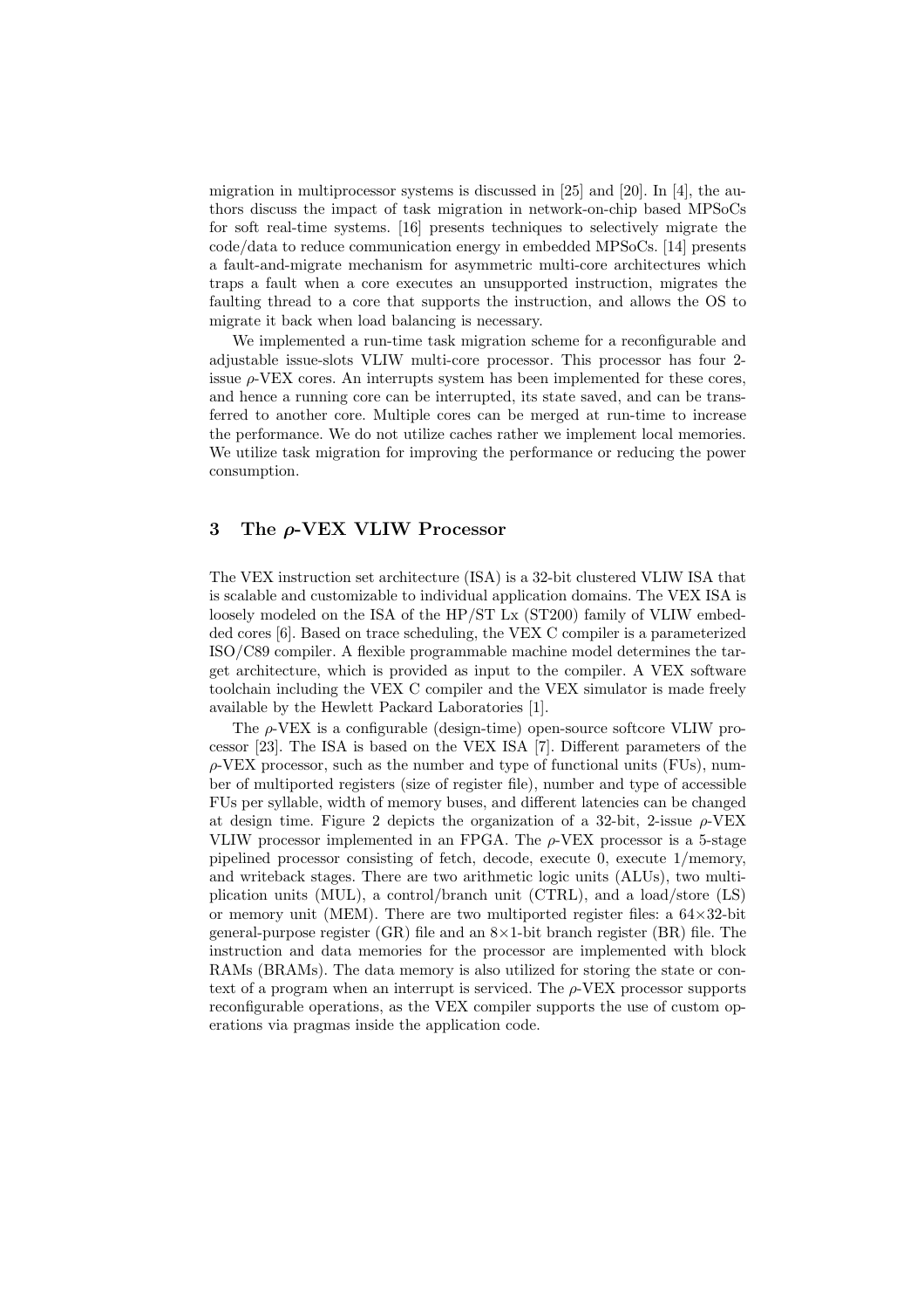migration in multiprocessor systems is discussed in [25] and [20]. In [4], the authors discuss the impact of task migration in network-on-chip based MPSoCs for soft real-time systems. [16] presents techniques to selectively migrate the code/data to reduce communication energy in embedded MPSoCs. [14] presents a fault-and-migrate mechanism for asymmetric multi-core architectures which traps a fault when a core executes an unsupported instruction, migrates the faulting thread to a core that supports the instruction, and allows the OS to migrate it back when load balancing is necessary.

We implemented a run-time task migration scheme for a reconfigurable and adjustable issue-slots VLIW multi-core processor. This processor has four 2-issue $\rho$-VEX cores. An interrupts system has been implemented for these cores, and hence a running core can be interrupted, its state saved, and can be transferred to another core. Multiple cores can be merged at run-time to increase the performance. We do not utilize caches rather we implement local memories. We utilize task migration for improving the performance or reducing the power consumption.

## 3 The $\rho$-VEX VLIW Processor

The VEX instruction set architecture (ISA) is a 32-bit clustered VLIW ISA that is scalable and customizable to individual application domains. The VEX ISA is loosely modeled on the ISA of the HP/ST Lx (ST200) family of VLIW embedded cores [6]. Based on trace scheduling, the VEX C compiler is a parameterized ISO/C89 compiler. A flexible programmable machine model determines the target architecture, which is provided as input to the compiler. A VEX software toolchain including the VEX C compiler and the VEX simulator is made freely available by the Hewlett Packard Laboratories [1].

The $\rho$-VEX is a configurable (design-time) open-source softcore VLIW processor [23]. The ISA is based on the VEX ISA [7]. Different parameters of the $\rho$-VEX processor, such as the number and type of functional units (FUs), number of multiported registers (size of register file), number and type of accessible FUs per syllable, width of memory buses, and different latencies can be changed at design time. Figure 2 depicts the organization of a 32-bit, 2-issue $\rho$-VEX VLIW processor implemented in an FPGA. The $\rho$-VEX processor is a 5-stage pipelined processor consisting of fetch, decode, execute 0, execute 1/memory, and writeback stages. There are two arithmetic logic units (ALUs), two multiplication units (MUL), a control/branch unit (CTRL), and a load/store (LS) or memory unit (MEM). There are two multiported register files: a $64 \times 32$-bit general-purpose register (GR) file and an $8 \times 1$-bit branch register (BR) file. The instruction and data memories for the processor are implemented with block RAMs (BRAMs). The data memory is also utilized for storing the state or context of a program when an interrupt is serviced. The $\rho$-VEX processor supports reconfigurable operations, as the VEX compiler supports the use of custom operations via pragmas inside the application code.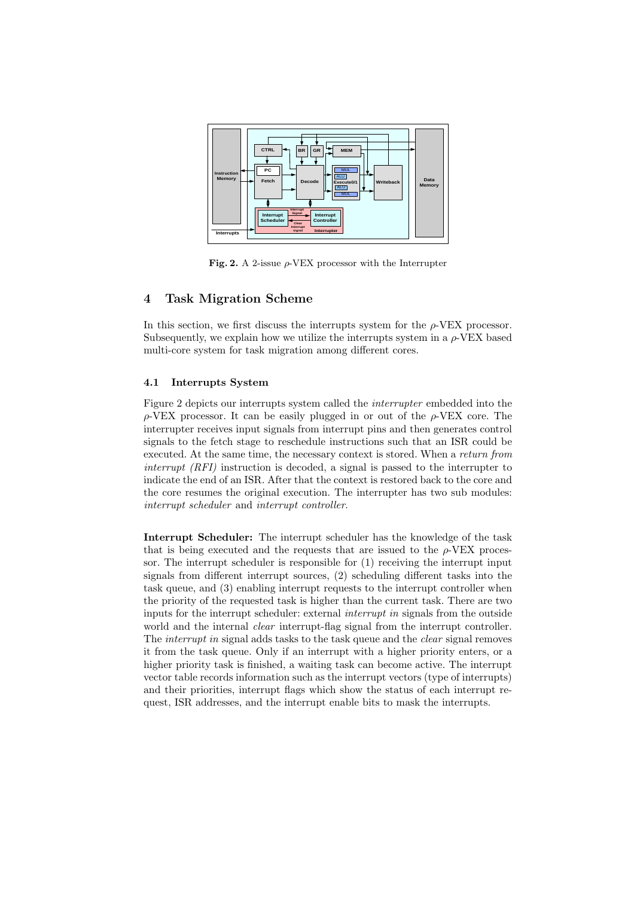**Fig. 2.** A 2-issue $\rho$-VEX processor with the Interrupter

## 4 Task Migration Scheme

In this section, we first discuss the interrupts system for the $\rho$-VEX processor. Subsequently, we explain how we utilize the interrupts system in a $\rho$-VEX based multi-core system for task migration among different cores.

### 4.1 Interrupts System

Figure 2 depicts our interrupts system called the *interrupter* embedded into the $\rho$-VEX processor. It can be easily plugged in or out of the $\rho$-VEX core. The interrupter receives input signals from interrupt pins and then generates control signals to the fetch stage to reschedule instructions such that an ISR could be executed. At the same time, the necessary context is stored. When a *return from interrupt (RFI)* instruction is decoded, a signal is passed to the interrupter to indicate the end of an ISR. After that the context is restored back to the core and the core resumes the original execution. The interrupter has two sub modules: *interrupt scheduler* and *interrupt controller*.

**Interrupt Scheduler:** The interrupt scheduler has the knowledge of the task that is being executed and the requests that are issued to the $\rho$-VEX processor. The interrupt scheduler is responsible for (1) receiving the interrupt input signals from different interrupt sources, (2) scheduling different tasks into the task queue, and (3) enabling interrupt requests to the interrupt controller when the priority of the requested task is higher than the current task. There are two inputs for the interrupt scheduler: external *interrupt in* signals from the outside world and the internal *clear* interrupt-flag signal from the interrupt controller. The *interrupt in* signal adds tasks to the task queue and the *clear* signal removes it from the task queue. Only if an interrupt with a higher priority enters, or a higher priority task is finished, a waiting task can become active. The interrupt vector table records information such as the interrupt vectors (type of interrupts) and their priorities, interrupt flags which show the status of each interrupt request, ISR addresses, and the interrupt enable bits to mask the interrupts.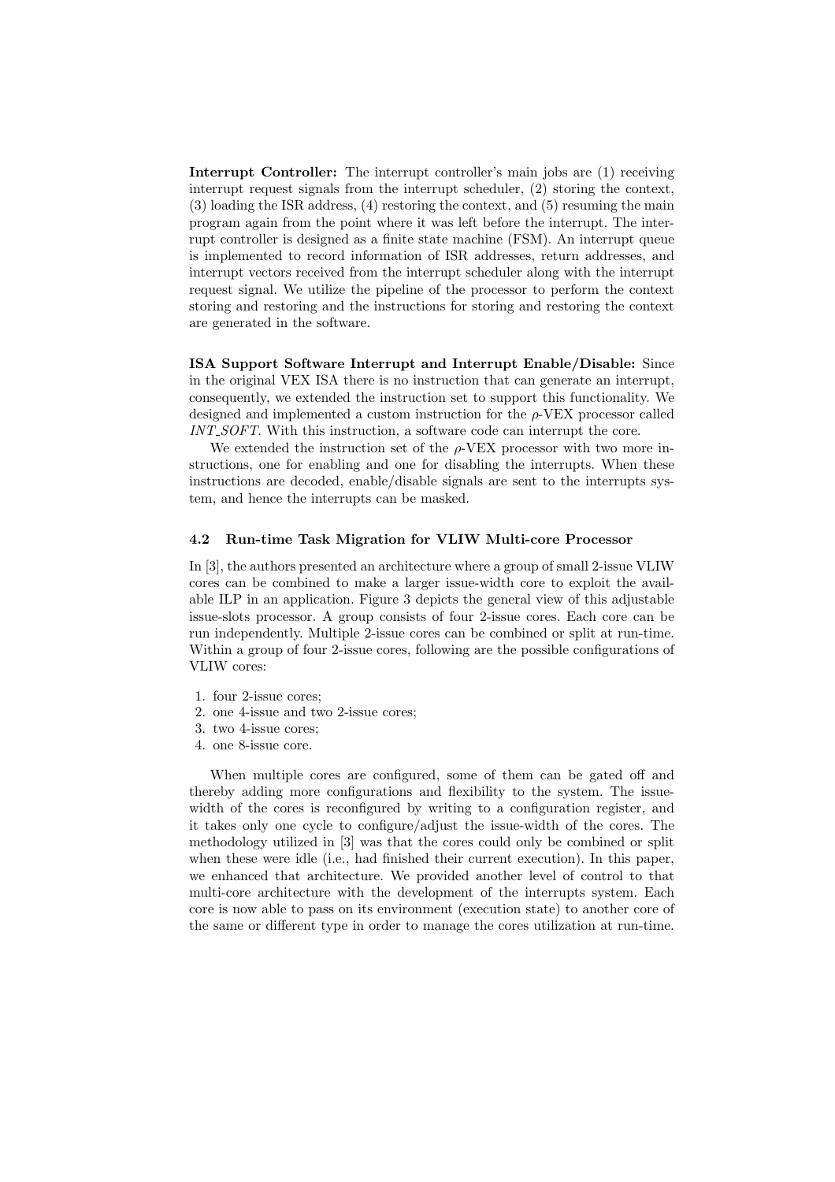**Interrupt Controller:** The interrupt controller's main jobs are (1) receiving interrupt request signals from the interrupt scheduler, (2) storing the context, (3) loading the ISR address, (4) restoring the context, and (5) resuming the main program again from the point where it was left before the interrupt. The interrupt controller is designed as a finite state machine (FSM). An interrupt queue is implemented to record information of ISR addresses, return addresses, and interrupt vectors received from the interrupt scheduler along with the interrupt request signal. We utilize the pipeline of the processor to perform the context storing and restoring and the instructions for storing and restoring the context are generated in the software.

**ISA Support Software Interrupt and Interrupt Enable/Disable:** Since in the original VEX ISA there is no instruction that can generate an interrupt, consequently, we extended the instruction set to support this functionality. We designed and implemented a custom instruction for the $\rho$-VEX processor called *INT_SOFT*. With this instruction, a software code can interrupt the core.

We extended the instruction set of the $\rho$-VEX processor with two more instructions, one for enabling and one for disabling the interrupts. When these instructions are decoded, enable/disable signals are sent to the interrupts system, and hence the interrupts can be masked.

### 4.2 Run-time Task Migration for VLIW Multi-core Processor

In [3], the authors presented an architecture where a group of small 2-issue VLIW cores can be combined to make a larger issue-width core to exploit the available ILP in an application. Figure 3 depicts the general view of this adjustable issue-slots processor. A group consists of four 2-issue cores. Each core can be run independently. Multiple 2-issue cores can be combined or split at run-time. Within a group of four 2-issue cores, following are the possible configurations of VLIW cores:

1. four 2-issue cores;
2. one 4-issue and two 2-issue cores;
3. two 4-issue cores;
4. one 8-issue core.

When multiple cores are configured, some of them can be gated off and thereby adding more configurations and flexibility to the system. The issue-width of the cores is reconfigured by writing to a configuration register, and it takes only one cycle to configure/adjust the issue-width of the cores. The methodology utilized in [3] was that the cores could only be combined or split when these were idle (i.e., had finished their current execution). In this paper, we enhanced that architecture. We provided another level of control to that multi-core architecture with the development of the interrupts system. Each core is now able to pass on its environment (execution state) to another core of the same or different type in order to manage the cores utilization at run-time.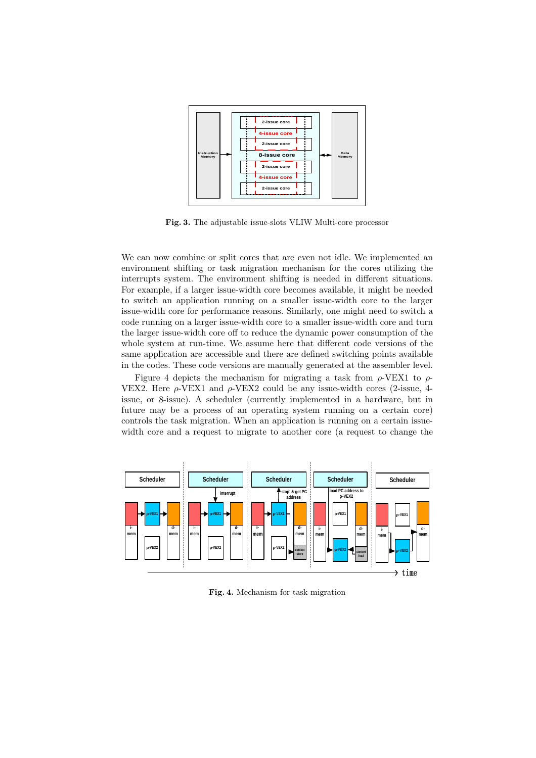**Fig. 3.** The adjustable issue-slots VLIW Multi-core processor

We can now combine or split cores that are even not idle. We implemented an environment shifting or task migration mechanism for the cores utilizing the interrupts system. The environment shifting is needed in different situations. For example, if a larger issue-width core becomes available, it might be needed to switch an application running on a smaller issue-width core to the larger issue-width core for performance reasons. Similarly, one might need to switch a code running on a larger issue-width core to a smaller issue-width core and turn the larger issue-width core off to reduce the dynamic power consumption of the whole system at run-time. We assume here that different code versions of the same application are accessible and there are defined switching points available in the codes. These code versions are manually generated at the assembler level.

Figure 4 depicts the mechanism for migrating a task from $\rho$-VEX1 to $\rho$-VEX2. Here $\rho$-VEX1 and $\rho$-VEX2 could be any issue-width cores (2-issue, 4-issue, or 8-issue). A scheduler (currently implemented in a hardware, but in future may be a process of an operating system running on a certain core) controls the task migration. When an application is running on a certain issue-width core and a request to migrate to another core (a request to change the

**Fig. 4.** Mechanism for task migration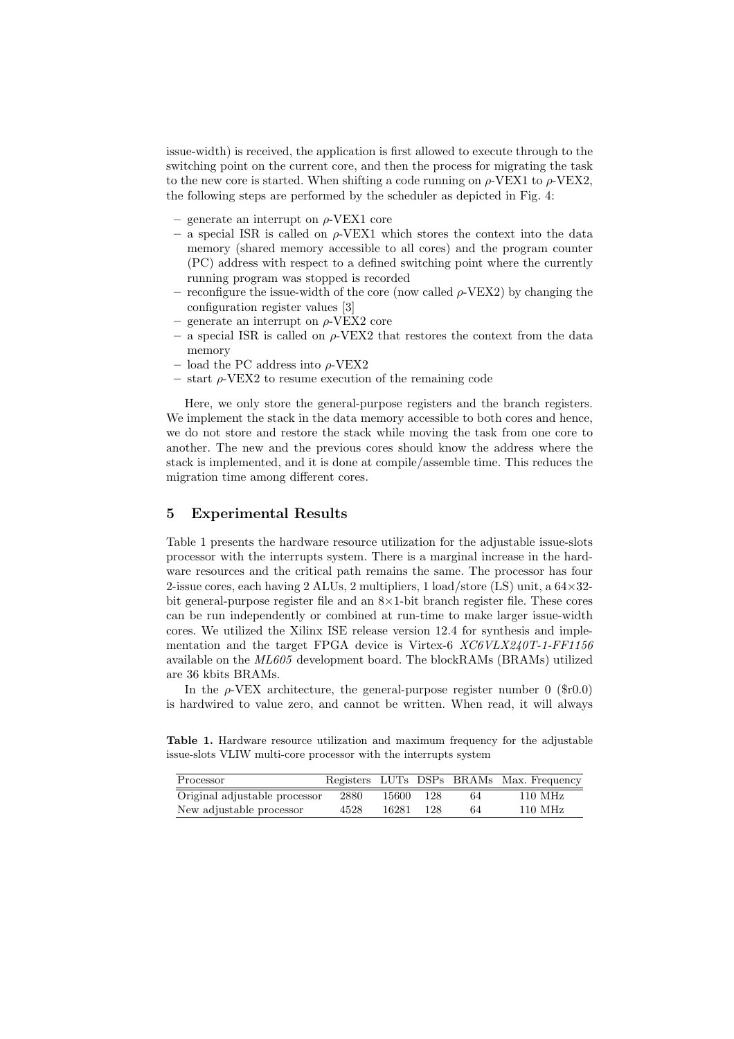issue-width) is received, the application is first allowed to execute through to the switching point on the current core, and then the process for migrating the task to the new core is started. When shifting a code running on $\rho$-VEX1 to $\rho$-VEX2, the following steps are performed by the scheduler as depicted in Fig. 4:

- generate an interrupt on $\rho$-VEX1 core
- a special ISR is called on $\rho$-VEX1 which stores the context into the data memory (shared memory accessible to all cores) and the program counter (PC) address with respect to a defined switching point where the currently running program was stopped is recorded
- reconfigure the issue-width of the core (now called $\rho$-VEX2) by changing the configuration register values [3]
- generate an interrupt on $\rho$-VEX2 core
- a special ISR is called on $\rho$-VEX2 that restores the context from the data memory
- load the PC address into $\rho$-VEX2
- start $\rho$-VEX2 to resume execution of the remaining code

Here, we only store the general-purpose registers and the branch registers. We implement the stack in the data memory accessible to both cores and hence, we do not store and restore the stack while moving the task from one core to another. The new and the previous cores should know the address where the stack is implemented, and it is done at compile/assemble time. This reduces the migration time among different cores.

## 5 Experimental Results

Table 1 presents the hardware resource utilization for the adjustable issue-slots processor with the interrupts system. There is a marginal increase in the hardware resources and the critical path remains the same. The processor has four 2-issue cores, each having 2 ALUs, 2 multipliers, 1 load/store (LS) unit, a $64\times32$-bit general-purpose register file and an $8\times1$-bit branch register file. These cores can be run independently or combined at run-time to make larger issue-width cores. We utilized the Xilinx ISE release version 12.4 for synthesis and implementation and the target FPGA device is Virtex-6 *XC6VLX240T-1-FF1156* available on the *ML605* development board. The blockRAMs (BRAMs) utilized are 36 kbits BRAMs.

In the $\rho$-VEX architecture, the general-purpose register number 0 ($r0.0) is hardwired to value zero, and cannot be written. When read, it will always

**Table 1.** Hardware resource utilization and maximum frequency for the adjustable issue-slots VLIW multi-core processor with the interrupts system

| Processor | Registers | LUTs | DSPs | BRAMs | Max. Frequency |
|---|---|---|---|---|---|
| Original adjustable processor | 2880 | 15600 | 128 | 64 | 110 MHz |
| New adjustable processor | 4528 | 16281 | 128 | 64 | 110 MHz |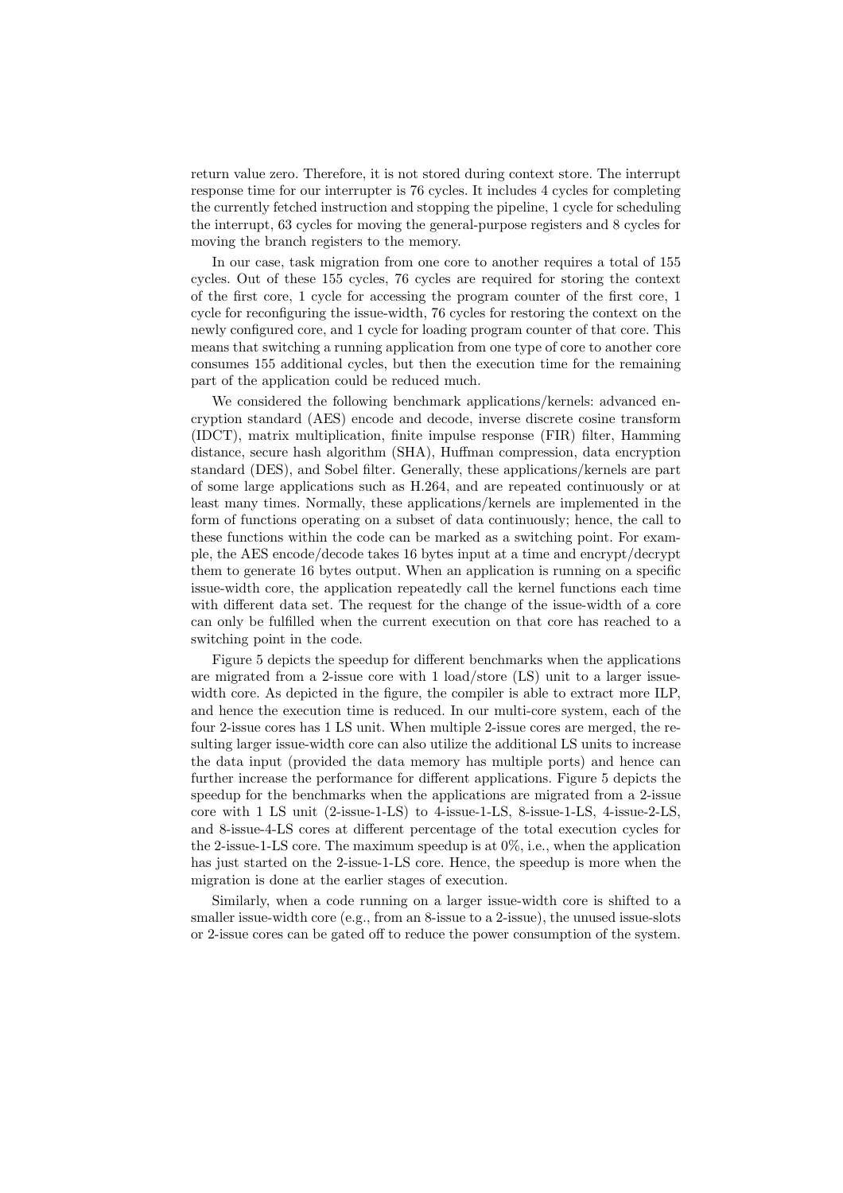return value zero. Therefore, it is not stored during context store. The interrupt response time for our interrupter is 76 cycles. It includes 4 cycles for completing the currently fetched instruction and stopping the pipeline, 1 cycle for scheduling the interrupt, 63 cycles for moving the general-purpose registers and 8 cycles for moving the branch registers to the memory.

In our case, task migration from one core to another requires a total of 155 cycles. Out of these 155 cycles, 76 cycles are required for storing the context of the first core, 1 cycle for accessing the program counter of the first core, 1 cycle for reconfiguring the issue-width, 76 cycles for restoring the context on the newly configured core, and 1 cycle for loading program counter of that core. This means that switching a running application from one type of core to another core consumes 155 additional cycles, but then the execution time for the remaining part of the application could be reduced much.

We considered the following benchmark applications/kernels: advanced encryption standard (AES) encode and decode, inverse discrete cosine transform (IDCT), matrix multiplication, finite impulse response (FIR) filter, Hamming distance, secure hash algorithm (SHA), Huffman compression, data encryption standard (DES), and Sobel filter. Generally, these applications/kernels are part of some large applications such as H.264, and are repeated continuously or at least many times. Normally, these applications/kernels are implemented in the form of functions operating on a subset of data continuously; hence, the call to these functions within the code can be marked as a switching point. For example, the AES encode/decode takes 16 bytes input at a time and encrypt/decrypt them to generate 16 bytes output. When an application is running on a specific issue-width core, the application repeatedly call the kernel functions each time with different data set. The request for the change of the issue-width of a core can only be fulfilled when the current execution on that core has reached to a switching point in the code.

Figure 5 depicts the speedup for different benchmarks when the applications are migrated from a 2-issue core with 1 load/store (LS) unit to a larger issue-width core. As depicted in the figure, the compiler is able to extract more ILP, and hence the execution time is reduced. In our multi-core system, each of the four 2-issue cores has 1 LS unit. When multiple 2-issue cores are merged, the resulting larger issue-width core can also utilize the additional LS units to increase the data input (provided the data memory has multiple ports) and hence can further increase the performance for different applications. Figure 5 depicts the speedup for the benchmarks when the applications are migrated from a 2-issue core with 1 LS unit (2-issue-1-LS) to 4-issue-1-LS, 8-issue-1-LS, 4-issue-2-LS, and 8-issue-4-LS cores at different percentage of the total execution cycles for the 2-issue-1-LS core. The maximum speedup is at 0%, i.e., when the application has just started on the 2-issue-1-LS core. Hence, the speedup is more when the migration is done at the earlier stages of execution.

Similarly, when a code running on a larger issue-width core is shifted to a smaller issue-width core (e.g., from an 8-issue to a 2-issue), the unused issue-slots or 2-issue cores can be gated off to reduce the power consumption of the system.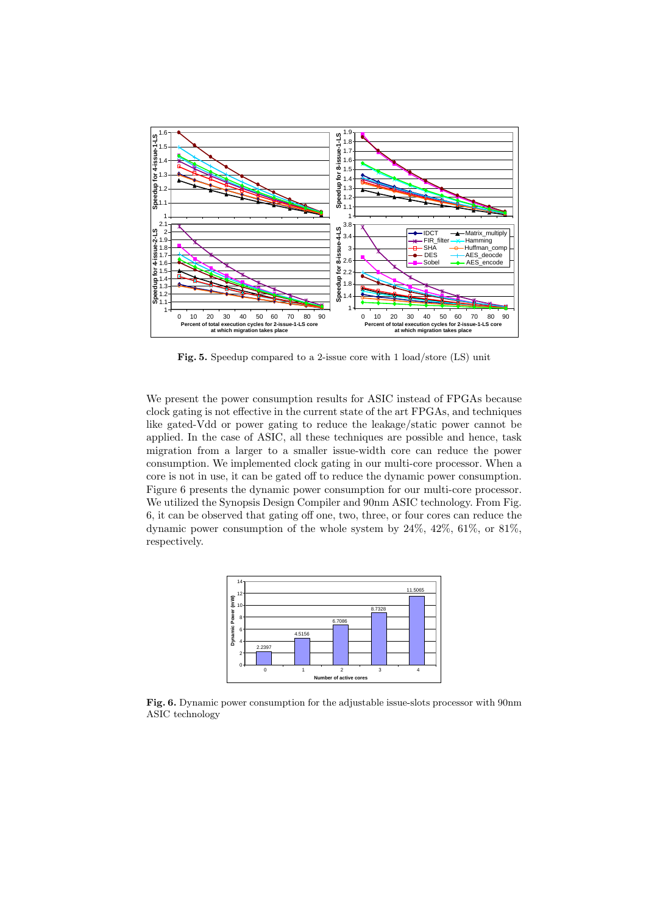**Fig. 5.** Speedup compared to a 2-issue core with 1 load/store (LS) unit

We present the power consumption results for ASIC instead of FPGAs because clock gating is not effective in the current state of the art FPGAs, and techniques like gated-Vdd or power gating to reduce the leakage/static power cannot be applied. In the case of ASIC, all these techniques are possible and hence, task migration from a larger to a smaller issue-width core can reduce the power consumption. We implemented clock gating in our multi-core processor. When a core is not in use, it can be gated off to reduce the dynamic power consumption. Figure 6 presents the dynamic power consumption for our multi-core processor. We utilized the Synopsis Design Compiler and 90nm ASIC technology. From Fig. 6, it can be observed that gating off one, two, three, or four cores can reduce the dynamic power consumption of the whole system by 24%, 42%, 61%, or 81%, respectively.

**Fig. 6.** Dynamic power consumption for the adjustable issue-slots processor with 90nm ASIC technology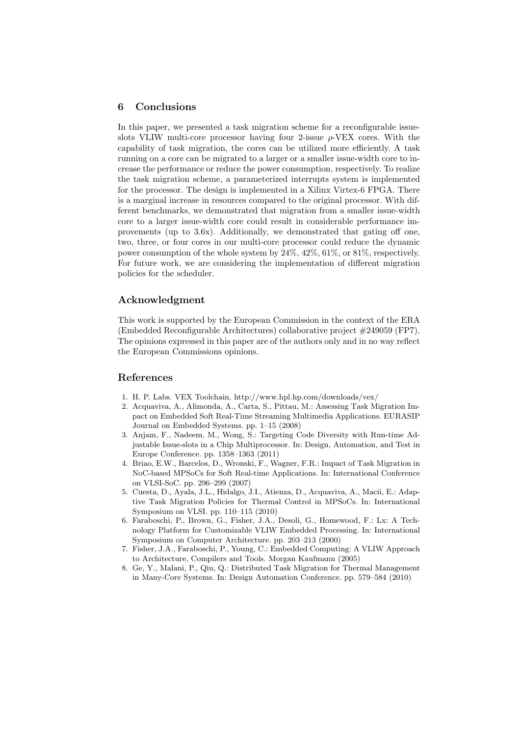## 6 Conclusions

In this paper, we presented a task migration scheme for a reconfigurable issue-slots VLIW multi-core processor having four 2-issue $\rho$-VEX cores. With the capability of task migration, the cores can be utilized more efficiently. A task running on a core can be migrated to a larger or a smaller issue-width core to increase the performance or reduce the power consumption, respectively. To realize the task migration scheme, a parameterized interrupts system is implemented for the processor. The design is implemented in a Xilinx Virtex-6 FPGA. There is a marginal increase in resources compared to the original processor. With different benchmarks, we demonstrated that migration from a smaller issue-width core to a larger issue-width core could result in considerable performance improvements (up to 3.6x). Additionally, we demonstrated that gating off one, two, three, or four cores in our multi-core processor could reduce the dynamic power consumption of the whole system by 24%, 42%, 61%, or 81%, respectively. For future work, we are considering the implementation of different migration policies for the scheduler.

## Acknowledgment

This work is supported by the European Commission in the context of the ERA (Embedded Reconfigurable Architectures) collaborative project #249059 (FP7). The opinions expressed in this paper are of the authors only and in no way reflect the European Commissions opinions.

## References

1. H. P. Labs. VEX Toolchain, http://www.hpl.hp.com/downloads/vex/
2. Acquaviva, A., Alimonda, A., Carta, S., Pittau, M.: Assessing Task Migration Impact on Embedded Soft Real-Time Streaming Multimedia Applications. EURASIP Journal on Embedded Systems. pp. 1–15 (2008)
3. Anjam, F., Nadeem, M., Wong, S.: Targeting Code Diversity with Run-time Adjustable Issue-slots in a Chip Multiprocessor. In: Design, Automation, and Test in Europe Conference. pp. 1358–1363 (2011)
4. Briao, E.W., Barcelos, D., Wronski, F., Wagner, F.R.: Impact of Task Migration in NoC-based MPSoCs for Soft Real-time Applications. In: International Conference on VLSI-SoC. pp. 296–299 (2007)
5. Cuesta, D., Ayala, J.L., Hidalgo, J.I., Atienza, D., Acquaviva, A., Macii, E.: Adaptive Task Migration Policies for Thermal Control in MPSoCs. In: International Symposium on VLSI. pp. 110–115 (2010)
6. Faraboschi, P., Brown, G., Fisher, J.A., Desoli, G., Homewood, F.: Lx: A Technology Platform for Customizable VLIW Embedded Processing. In: International Symposium on Computer Architecture. pp. 203–213 (2000)
7. Fisher, J.A., Faraboschi, P., Young, C.: Embedded Computing: A VLIW Approach to Architecture, Compilers and Tools. Morgan Kaufmann (2005)
8. Ge, Y., Malani, P., Qiu, Q.: Distributed Task Migration for Thermal Management in Many-Core Systems. In: Design Automation Conference. pp. 579–584 (2010)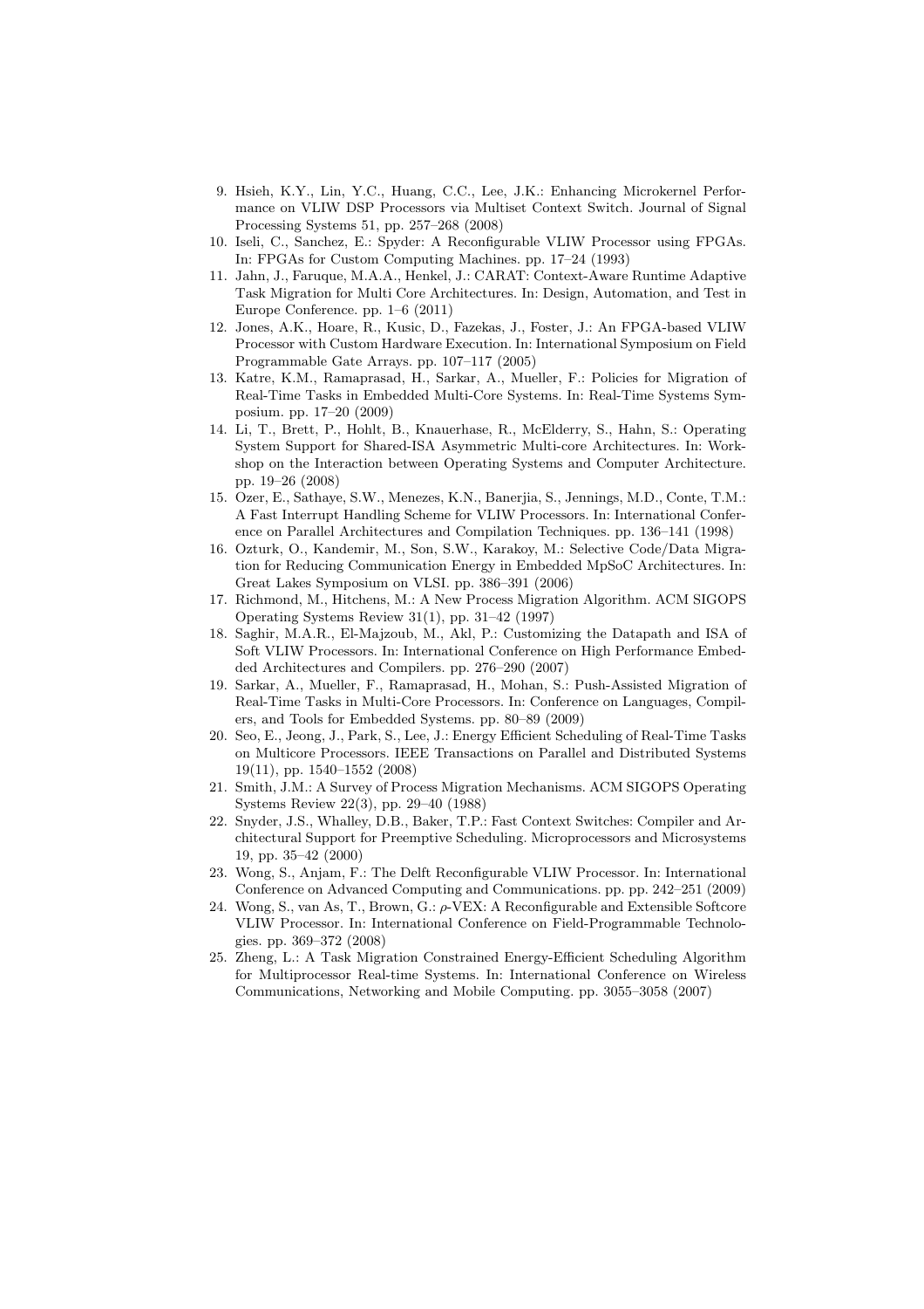9. Hsieh, K.Y., Lin, Y.C., Huang, C.C., Lee, J.K.: Enhancing Microkernel Performance on VLIW DSP Processors via Multiset Context Switch. Journal of Signal Processing Systems 51, pp. 257–268 (2008)
10. Iseli, C., Sanchez, E.: Spyder: A Reconfigurable VLIW Processor using FPGAs. In: FPGAs for Custom Computing Machines. pp. 17–24 (1993)
11. Jahn, J., Faruque, M.A.A., Henkel, J.: CARAT: Context-Aware Runtime Adaptive Task Migration for Multi Core Architectures. In: Design, Automation, and Test in Europe Conference. pp. 1–6 (2011)
12. Jones, A.K., Hoare, R., Kusic, D., Fazekas, J., Foster, J.: An FPGA-based VLIW Processor with Custom Hardware Execution. In: International Symposium on Field Programmable Gate Arrays. pp. 107–117 (2005)
13. Katre, K.M., Ramaprasad, H., Sarkar, A., Mueller, F.: Policies for Migration of Real-Time Tasks in Embedded Multi-Core Systems. In: Real-Time Systems Symposium. pp. 17–20 (2009)
14. Li, T., Brett, P., Hohlt, B., Knauerhase, R., McElderry, S., Hahn, S.: Operating System Support for Shared-ISA Asymmetric Multi-core Architectures. In: Workshop on the Interaction between Operating Systems and Computer Architecture. pp. 19–26 (2008)
15. Ozer, E., Sathaye, S.W., Menezes, K.N., Banerjia, S., Jennings, M.D., Conte, T.M.: A Fast Interrupt Handling Scheme for VLIW Processors. In: International Conference on Parallel Architectures and Compilation Techniques. pp. 136–141 (1998)
16. Ozturk, O., Kandemir, M., Son, S.W., Karakoy, M.: Selective Code/Data Migration for Reducing Communication Energy in Embedded MpSoC Architectures. In: Great Lakes Symposium on VLSI. pp. 386–391 (2006)
17. Richmond, M., Hitchens, M.: A New Process Migration Algorithm. ACM SIGOPS Operating Systems Review 31(1), pp. 31–42 (1997)
18. Saghir, M.A.R., El-Majzoub, M., Akl, P.: Customizing the Datapath and ISA of Soft VLIW Processors. In: International Conference on High Performance Embedded Architectures and Compilers. pp. 276–290 (2007)
19. Sarkar, A., Mueller, F., Ramaprasad, H., Mohan, S.: Push-Assisted Migration of Real-Time Tasks in Multi-Core Processors. In: Conference on Languages, Compilers, and Tools for Embedded Systems. pp. 80–89 (2009)
20. Seo, E., Jeong, J., Park, S., Lee, J.: Energy Efficient Scheduling of Real-Time Tasks on Multicore Processors. IEEE Transactions on Parallel and Distributed Systems 19(11), pp. 1540–1552 (2008)
21. Smith, J.M.: A Survey of Process Migration Mechanisms. ACM SIGOPS Operating Systems Review 22(3), pp. 29–40 (1988)
22. Snyder, J.S., Whalley, D.B., Baker, T.P.: Fast Context Switches: Compiler and Architectural Support for Preemptive Scheduling. Microprocessors and Microsystems 19, pp. 35–42 (2000)
23. Wong, S., Anjam, F.: The Delft Reconfigurable VLIW Processor. In: International Conference on Advanced Computing and Communications. pp. pp. 242–251 (2009)
24. Wong, S., van As, T., Brown, G.: $\rho$-VEX: A Reconfigurable and Extensible Softcore VLIW Processor. In: International Conference on Field-Programmable Technologies. pp. 369–372 (2008)
25. Zheng, L.: A Task Migration Constrained Energy-Efficient Scheduling Algorithm for Multiprocessor Real-time Systems. In: International Conference on Wireless Communications, Networking and Mobile Computing. pp. 3055–3058 (2007)